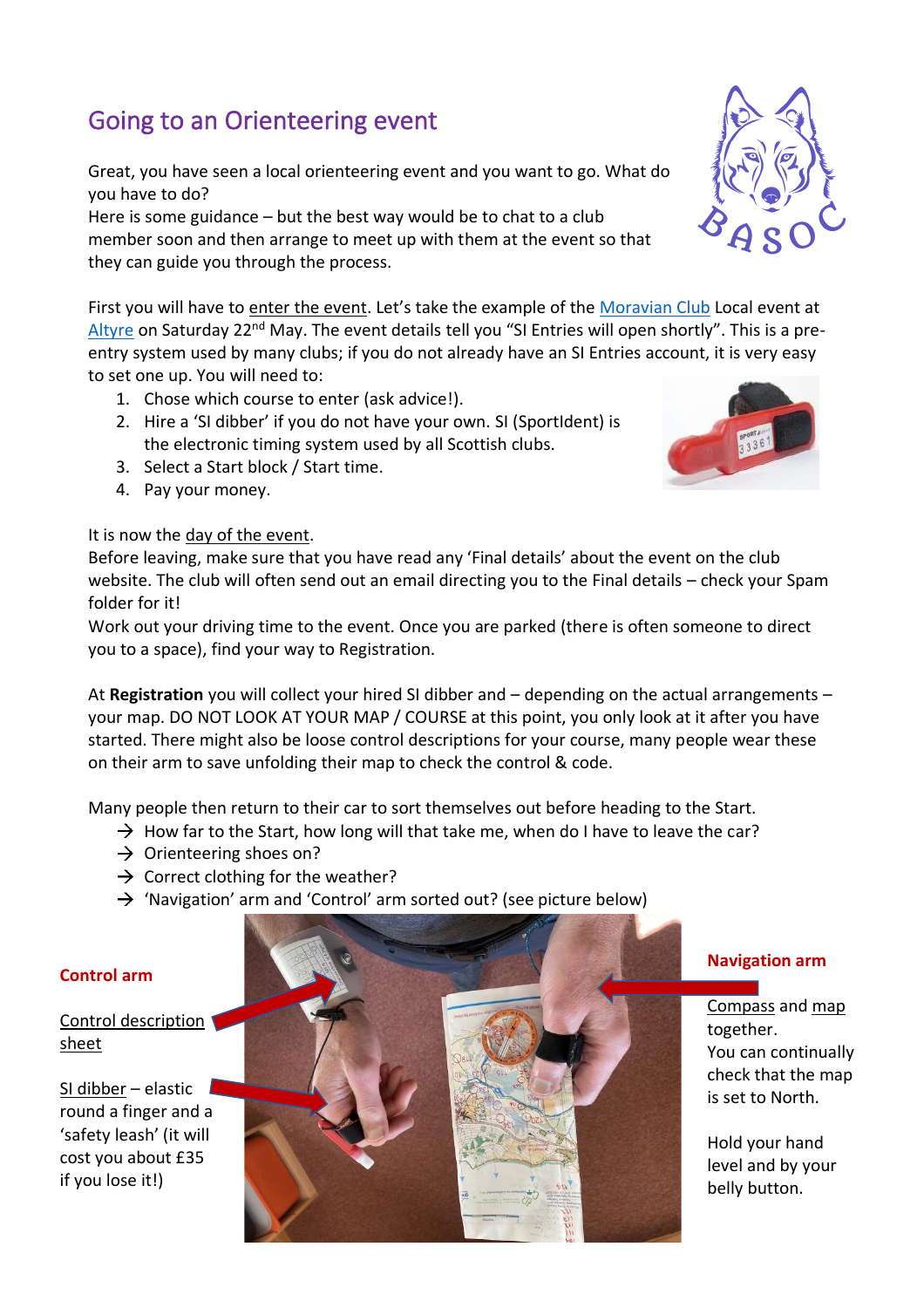# Going to an Orienteering event

Great, you have seen a local orienteering event and you want to go. What do you have to do?
Here is some guidance – but the best way would be to chat to a club member soon and then arrange to meet up with them at the event so that they can guide you through the process.

First you will have to enter the event. Let's take the example of the Moravian Club Local event at Altyre on Saturday 22nd May. The event details tell you "SI Entries will open shortly". This is a pre-entry system used by many clubs; if you do not already have an SI Entries account, it is very easy to set one up. You will need to:

1. Chose which course to enter (ask advice!).
2. Hire a 'SI dibber' if you do not have your own. SI (SportIdent) is the electronic timing system used by all Scottish clubs.
3. Select a Start block / Start time.
4. Pay your money.

It is now the day of the event.
Before leaving, make sure that you have read any 'Final details' about the event on the club website. The club will often send out an email directing you to the Final details – check your Spam folder for it!
Work out your driving time to the event. Once you are parked (there is often someone to direct you to a space), find your way to Registration.

At **Registration** you will collect your hired SI dibber and – depending on the actual arrangements – your map. DO NOT LOOK AT YOUR MAP / COURSE at this point, you only look at it after you have started. There might also be loose control descriptions for your course, many people wear these on their arm to save unfolding their map to check the control & code.

Many people then return to their car to sort themselves out before heading to the Start.

→ How far to the Start, how long will that take me, when do I have to leave the car?
→ Orienteering shoes on?
→ Correct clothing for the weather?
→ 'Navigation' arm and 'Control' arm sorted out? (see picture below)

**Control arm**

Control description sheet

SI dibber – elastic round a finger and a 'safety leash' (it will cost you about £35 if you lose it!)

**Navigation arm**

Compass and map together.
You can continually check that the map is set to North.

Hold your hand level and by your belly button.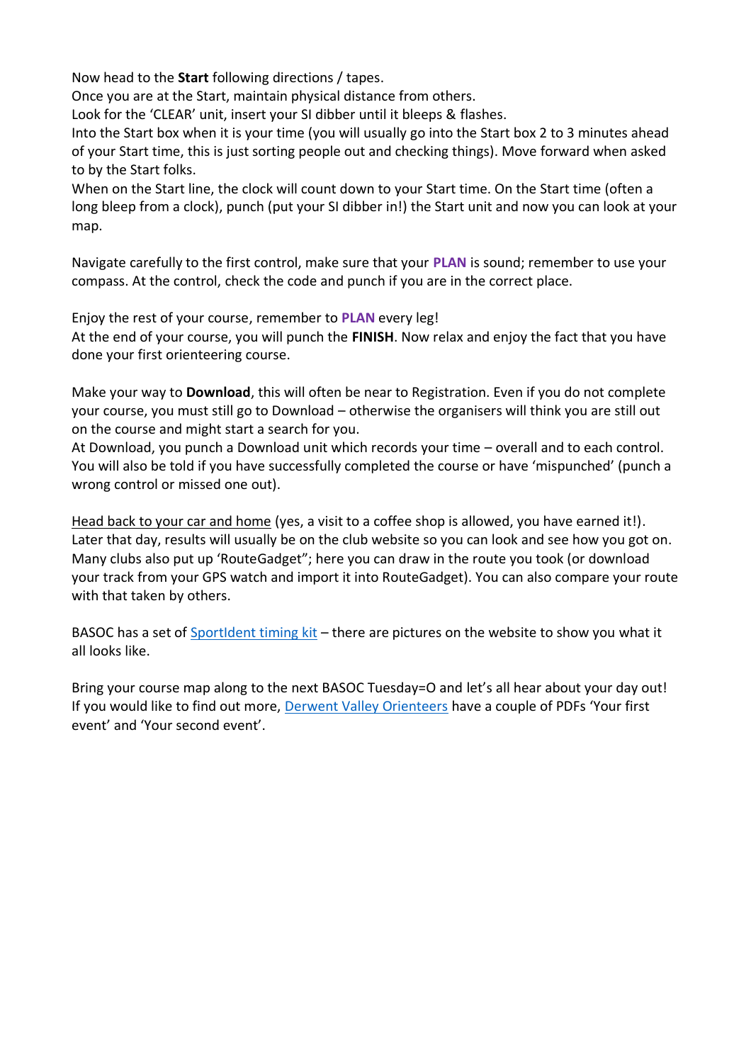Now head to the **Start** following directions / tapes.
Once you are at the Start, maintain physical distance from others.
Look for the 'CLEAR' unit, insert your SI dibber until it bleeps & flashes.
Into the Start box when it is your time (you will usually go into the Start box 2 to 3 minutes ahead of your Start time, this is just sorting people out and checking things). Move forward when asked to by the Start folks.
When on the Start line, the clock will count down to your Start time. On the Start time (often a long bleep from a clock), punch (put your SI dibber in!) the Start unit and now you can look at your map.

Navigate carefully to the first control, make sure that your **PLAN** is sound; remember to use your compass. At the control, check the code and punch if you are in the correct place.

Enjoy the rest of your course, remember to **PLAN** every leg!
At the end of your course, you will punch the **FINISH**. Now relax and enjoy the fact that you have done your first orienteering course.

Make your way to **Download**, this will often be near to Registration. Even if you do not complete your course, you must still go to Download – otherwise the organisers will think you are still out on the course and might start a search for you.
At Download, you punch a Download unit which records your time – overall and to each control. You will also be told if you have successfully completed the course or have 'mispunched' (punch a wrong control or missed one out).

Head back to your car and home (yes, a visit to a coffee shop is allowed, you have earned it!). Later that day, results will usually be on the club website so you can look and see how you got on. Many clubs also put up 'RouteGadget"; here you can draw in the route you took (or download your track from your GPS watch and import it into RouteGadget). You can also compare your route with that taken by others.

BASOC has a set of SportIdent timing kit – there are pictures on the website to show you what it all looks like.

Bring your course map along to the next BASOC Tuesday=O and let's all hear about your day out!
If you would like to find out more, Derwent Valley Orienteers have a couple of PDFs 'Your first event' and 'Your second event'.